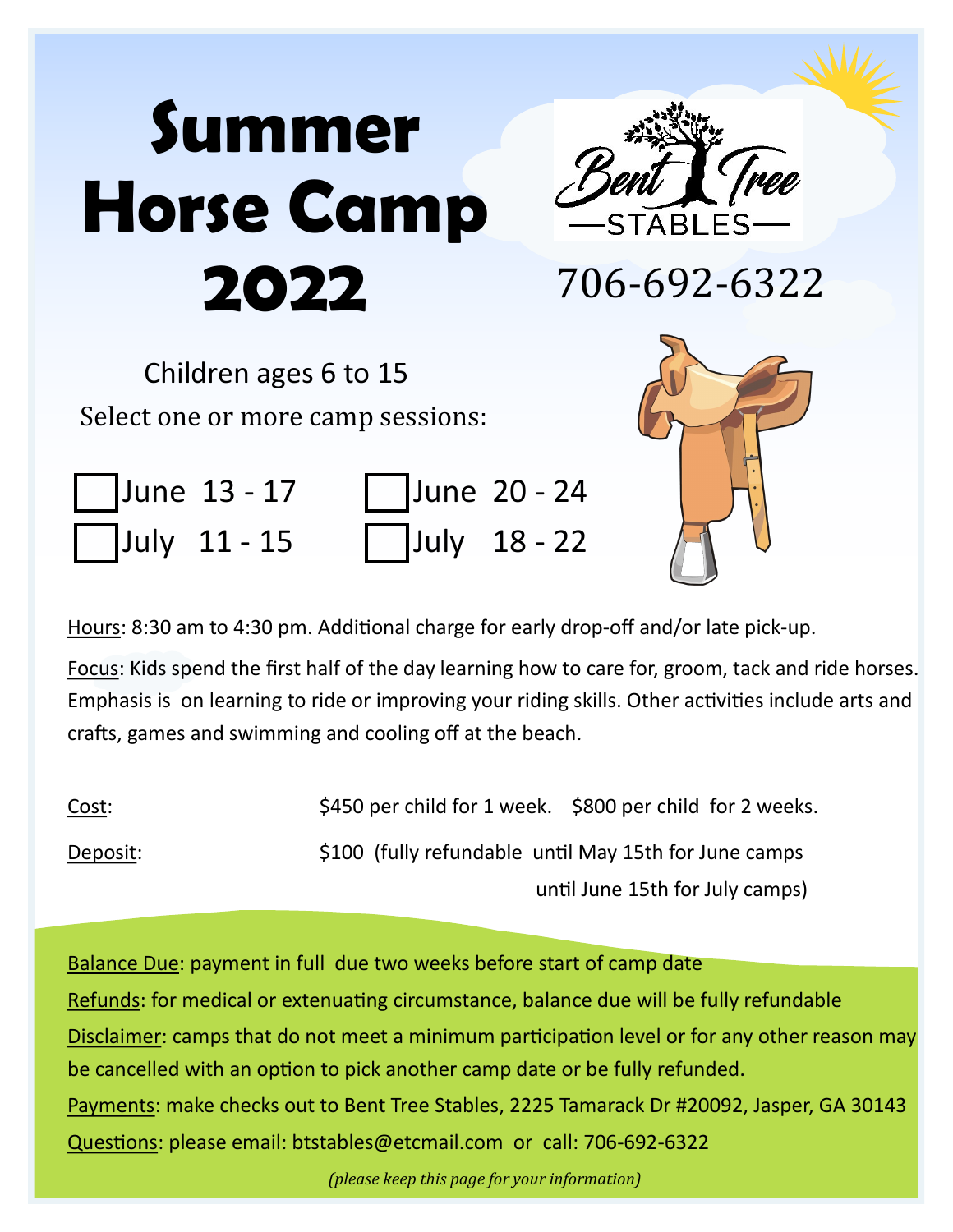# Summer Horse Camp 2022

Bent Tree STABLES

706-692-6322

Children ages 6 to 15

Select one or more camp sessions:

- ☐ June 13 - 17
- ☐ June 20 - 24
- ☐ July 11 - 15
- ☐ July 18 - 22

Hours: 8:30 am to 4:30 pm. Additional charge for early drop-off and/or late pick-up.

Focus: Kids spend the first half of the day learning how to care for, groom, tack and ride horses. Emphasis is on learning to ride or improving your riding skills. Other activities include arts and crafts, games and swimming and cooling off at the beach.

Cost: $450 per child for 1 week. $800 per child for 2 weeks.

Deposit: $100 (fully refundable until May 15th for June camps until June 15th for July camps)

Balance Due: payment in full due two weeks before start of camp date

Refunds: for medical or extenuating circumstance, balance due will be fully refundable

Disclaimer: camps that do not meet a minimum participation level or for any other reason may be cancelled with an option to pick another camp date or be fully refunded.

Payments: make checks out to Bent Tree Stables, 2225 Tamarack Dr #20092, Jasper, GA 30143

Questions: please email: btstables@etcmail.com or call: 706-692-6322

*(please keep this page for your information)*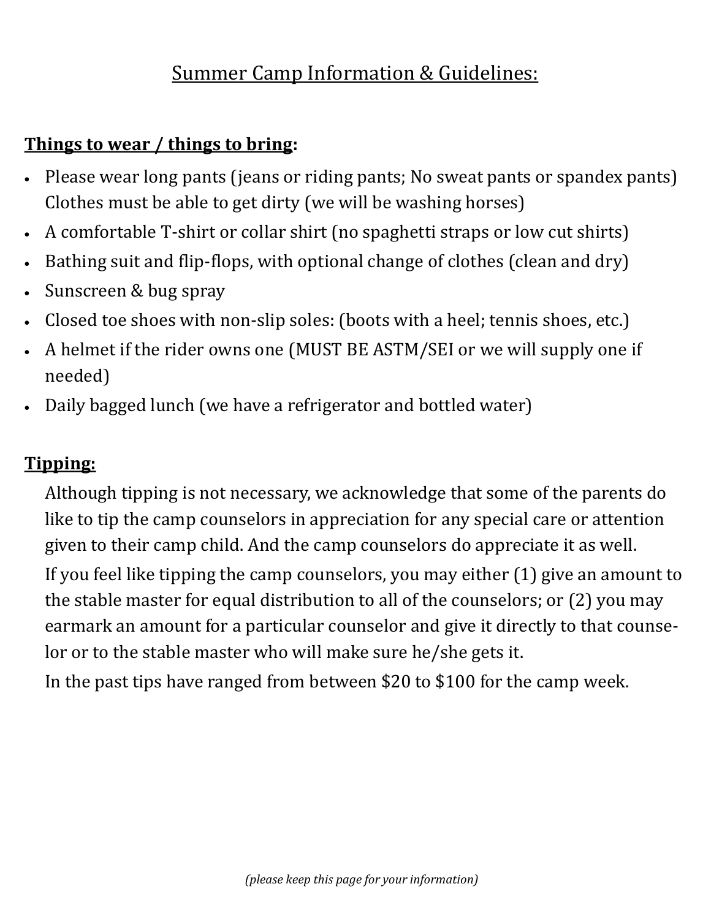# Summary Camp Information & Guidelines:

**Things to wear / things to bring:**

- Please wear long pants (jeans or riding pants; No sweat pants or spandex pants) Clothes must be able to get dirty (we will be washing horses)
- A comfortable T-shirt or collar shirt (no spaghetti straps or low cut shirts)
- Bathing suit and flip-flops, with optional change of clothes (clean and dry)
- Sunscreen & bug spray
- Closed toe shoes with non-slip soles: (boots with a heel; tennis shoes, etc.)
- A helmet if the rider owns one (MUST BE ASTM/SEI or we will supply one if needed)
- Daily bagged lunch (we have a refrigerator and bottled water)

**Tipping:**

Although tipping is not necessary, we acknowledge that some of the parents do like to tip the camp counselors in appreciation for any special care or attention given to their camp child. And the camp counselors do appreciate it as well.

If you feel like tipping the camp counselors, you may either (1) give an amount to the stable master for equal distribution to all of the counselors; or (2) you may earmark an amount for a particular counselor and give it directly to that counselor or to the stable master who will make sure he/she gets it.

In the past tips have ranged from between $20 to $100 for the camp week.

*(please keep this page for your information)*

# Summer Camp Information & Guidelines:

**Things to wear / things to bring:**

- Please wear long pants (jeans or riding pants; No sweat pants or spandex pants) Clothes must be able to get dirty (we will be washing horses)
- A comfortable T-shirt or collar shirt (no spaghetti straps or low cut shirts)
- Bathing suit and flip-flops, with optional change of clothes (clean and dry)
- Sunscreen & bug spray
- Closed toe shoes with non-slip soles: (boots with a heel; tennis shoes, etc.)
- A helmet if the rider owns one (MUST BE ASTM/SEI or we will supply one if needed)
- Daily bagged lunch (we have a refrigerator and bottled water)

**Tipping:**

Although tipping is not necessary, we acknowledge that some of the parents do like to tip the camp counselors in appreciation for any special care or attention given to their camp child. And the camp counselors do appreciate it as well.

If you feel like tipping the camp counselors, you may either (1) give an amount to the stable master for equal distribution to all of the counselors; or (2) you may earmark an amount for a particular counselor and give it directly to that counselor or to the stable master who will make sure he/she gets it.

In the past tips have ranged from between $20 to $100 for the camp week.

*(please keep this page for your information)*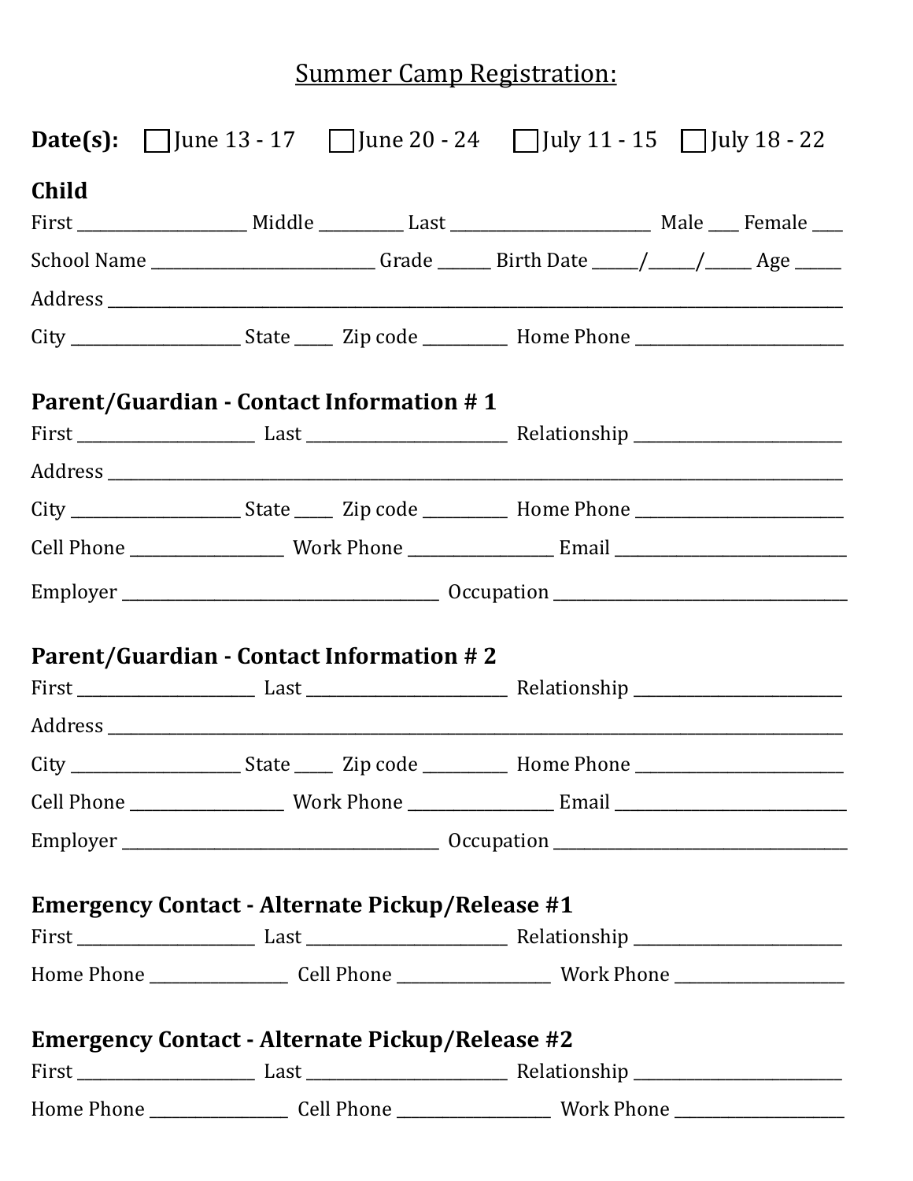# Summary Camp Registration:

**Date(s):** ☐ June 13 - 17 ☐ June 20 - 24 ☐ July 11 - 15 ☐ July 18 - 22

## Child

First ____________________ Middle __________ Last ________________________ Male ____ Female ____

School Name ___________________________ Grade ______ Birth Date _____/_____/_____ Age ______

Address ________________________________________________________________________________

City ____________________ State _____ Zip code __________ Home Phone _________________________

## Parent/Guardian - Contact Information # 1

First _____________________ Last ________________________ Relationship _________________________

Address ________________________________________________________________________________

City ____________________ State _____ Zip code __________ Home Phone _________________________

Cell Phone __________________ Work Phone _________________ Email ____________________________

Employer _____________________________________ Occupation ___________________________________

## Parent/Guardian - Contact Information # 2

First _____________________ Last ________________________ Relationship _________________________

Address ________________________________________________________________________________

City ____________________ State _____ Zip code __________ Home Phone _________________________

Cell Phone __________________ Work Phone _________________ Email ____________________________

Employer _____________________________________ Occupation ___________________________________

## Emergency Contact - Alternate Pickup/Release #1

First _____________________ Last ________________________ Relationship _________________________

Home Phone ________________ Cell Phone __________________ Work Phone ____________________

## Emergency Contact - Alternate Pickup/Release #2

First _____________________ Last ________________________ Relationship _________________________

Home Phone ________________ Cell Phone __________________ Work Phone ____________________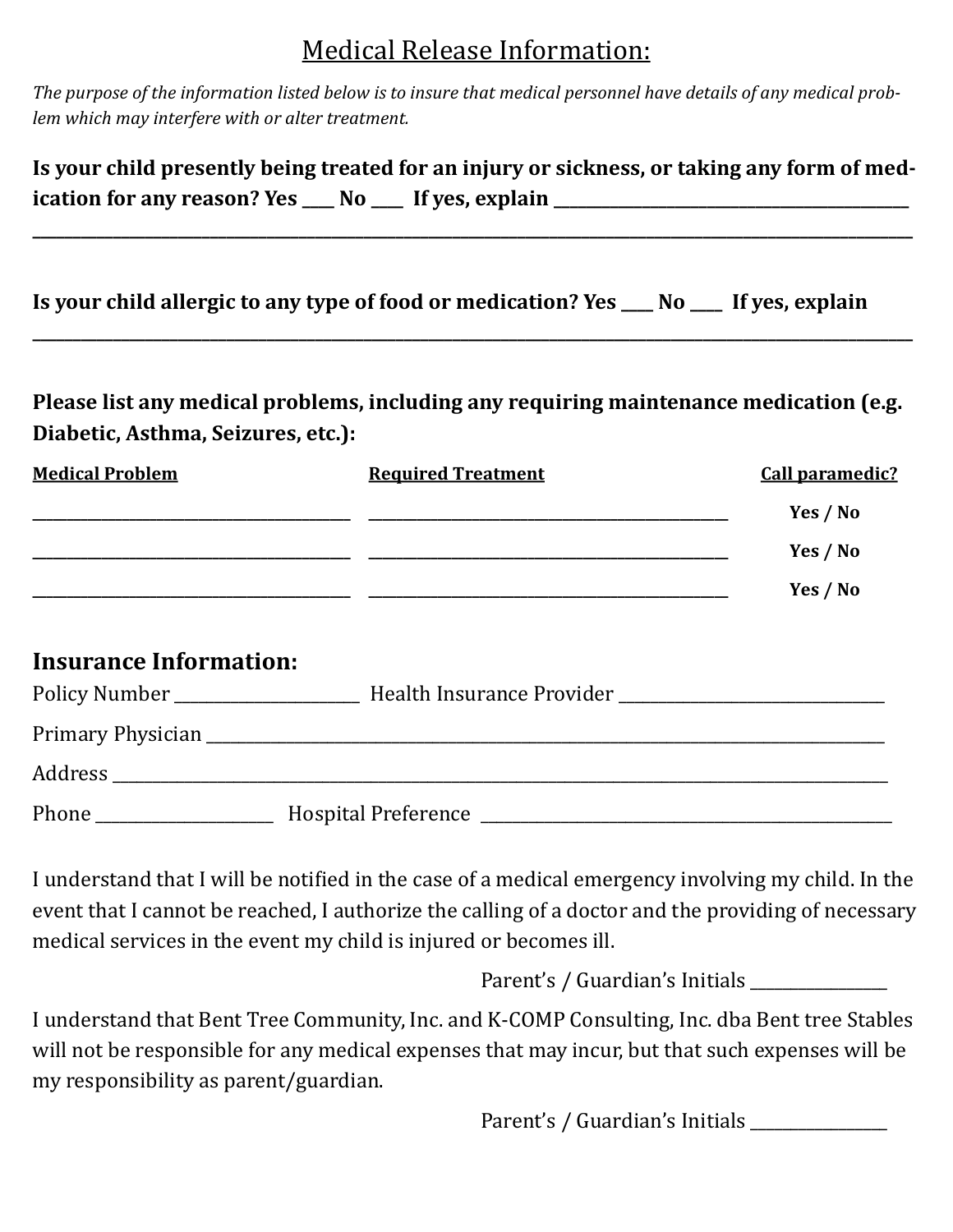# Medical Release Information:

*The purpose of the information listed below is to insure that medical personnel have details of any medical problem which may interfere with or alter treatment.*

**Is your child presently being treated for an injury or sickness, or taking any form of medication for any reason? Yes ____ No ____ If yes, explain ________________________________________**

**______________________________________________________________________________________**

**Is your child allergic to any type of food or medication? Yes ____ No ____ If yes, explain**

**______________________________________________________________________________________**

**Please list any medical problems, including any requiring maintenance medication (e.g. Diabetic, Asthma, Seizures, etc.):**

| Medical Problem | Required Treatment | Call paramedic? |
|---|---|---|
| ______________________________ | ____________________________________ | Yes / No |
| ______________________________ | ____________________________________ | Yes / No |
| ______________________________ | ____________________________________ | Yes / No |

## Insurance Information:

Policy Number ____________________ Health Insurance Provider ____________________________

Primary Physician ____________________________________________________________________

Address _____________________________________________________________________________

Phone ___________________ Hospital Preference _____________________________________________

I understand that I will be notified in the case of a medical emergency involving my child. In the event that I cannot be reached, I authorize the calling of a doctor and the providing of necessary medical services in the event my child is injured or becomes ill.

Parent's / Guardian's Initials ______________

I understand that Bent Tree Community, Inc. and K-COMP Consulting, Inc. dba Bent tree Stables will not be responsible for any medical expenses that may incur, but that such expenses will be my responsibility as parent/guardian.

Parent's / Guardian's Initials ______________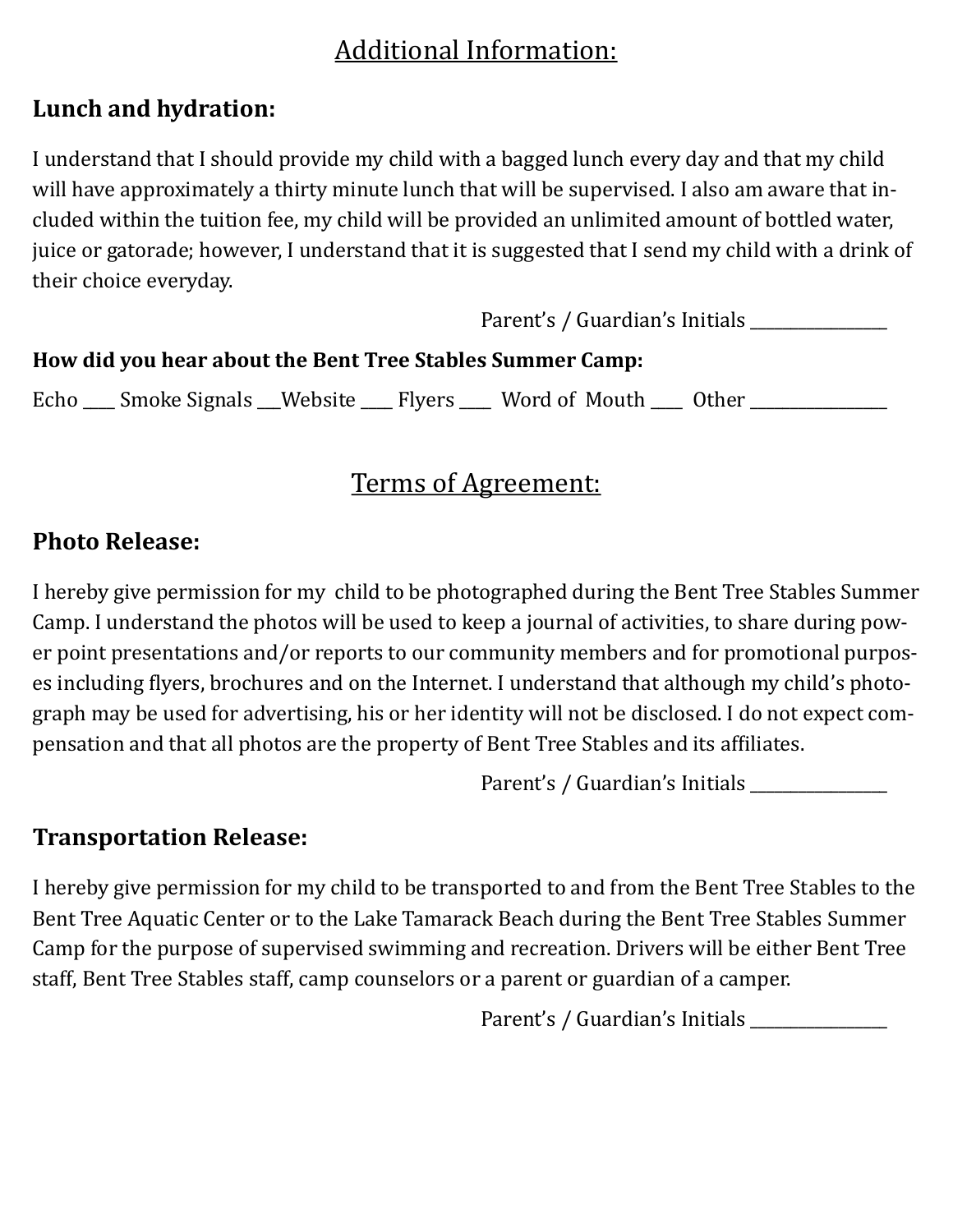## Additional Information:

### Lunch and hydration:

I understand that I should provide my child with a bagged lunch every day and that my child will have approximately a thirty minute lunch that will be supervised. I also am aware that included within the tuition fee, my child will be provided an unlimited amount of bottled water, juice or gatorade; however, I understand that it is suggested that I send my child with a drink of their choice everyday.

Parent's / Guardian's Initials ________________

**How did you hear about the Bent Tree Stables Summer Camp:**

Echo ____ Smoke Signals ___Website ____ Flyers ____ Word of Mouth ____ Other ________________

## Terms of Agreement:

### Photo Release:

I hereby give permission for my child to be photographed during the Bent Tree Stables Summer Camp. I understand the photos will be used to keep a journal of activities, to share during power point presentations and/or reports to our community members and for promotional purposes including flyers, brochures and on the Internet. I understand that although my child's photograph may be used for advertising, his or her identity will not be disclosed. I do not expect compensation and that all photos are the property of Bent Tree Stables and its affiliates.

Parent's / Guardian's Initials ________________

### Transportation Release:

I hereby give permission for my child to be transported to and from the Bent Tree Stables to the Bent Tree Aquatic Center or to the Lake Tamarack Beach during the Bent Tree Stables Summer Camp for the purpose of supervised swimming and recreation. Drivers will be either Bent Tree staff, Bent Tree Stables staff, camp counselors or a parent or guardian of a camper.

Parent's / Guardian's Initials ________________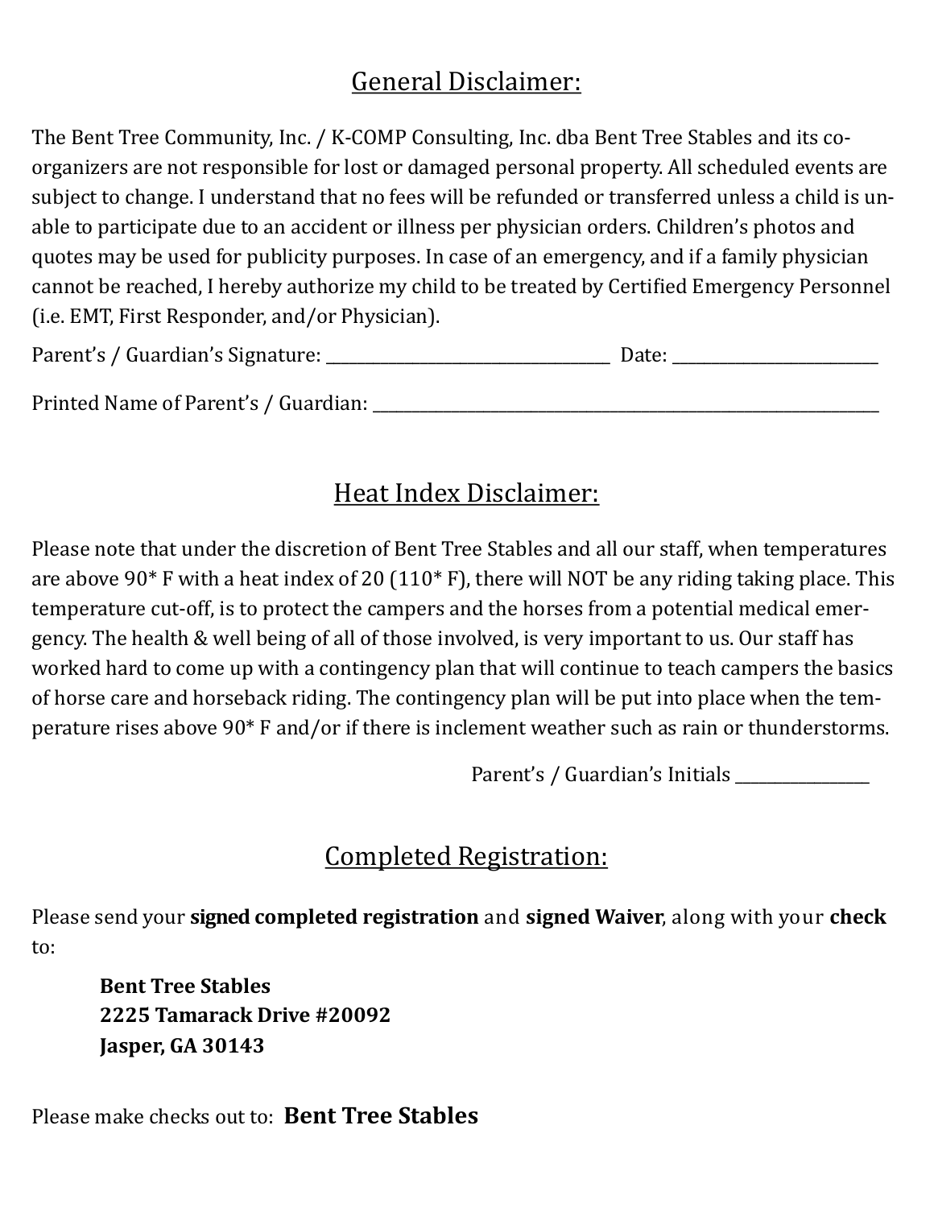## General Disclaimer:

The Bent Tree Community, Inc. / K-COMP Consulting, Inc. dba Bent Tree Stables and its co-organizers are not responsible for lost or damaged personal property. All scheduled events are subject to change. I understand that no fees will be refunded or transferred unless a child is unable to participate due to an accident or illness per physician orders. Children's photos and quotes may be used for publicity purposes. In case of an emergency, and if a family physician cannot be reached, I hereby authorize my child to be treated by Certified Emergency Personnel (i.e. EMT, First Responder, and/or Physician).

Parent's / Guardian's Signature: ________________________________ Date: ______________________

Printed Name of Parent's / Guardian: ________________________________________________________

## Heat Index Disclaimer:

Please note that under the discretion of Bent Tree Stables and all our staff, when temperatures are above 90* F with a heat index of 20 (110* F), there will NOT be any riding taking place. This temperature cut-off, is to protect the campers and the horses from a potential medical emergency. The health & well being of all of those involved, is very important to us. Our staff has worked hard to come up with a contingency plan that will continue to teach campers the basics of horse care and horseback riding. The contingency plan will be put into place when the temperature rises above 90* F and/or if there is inclement weather such as rain or thunderstorms.

Parent's / Guardian's Initials _______________

## Completed Registration:

Please send your **signed completed registration** and **signed Waiver**, along with your **check** to:

**Bent Tree Stables**
**2225 Tamarack Drive #20092**
**Jasper, GA 30143**

Please make checks out to: **Bent Tree Stables**